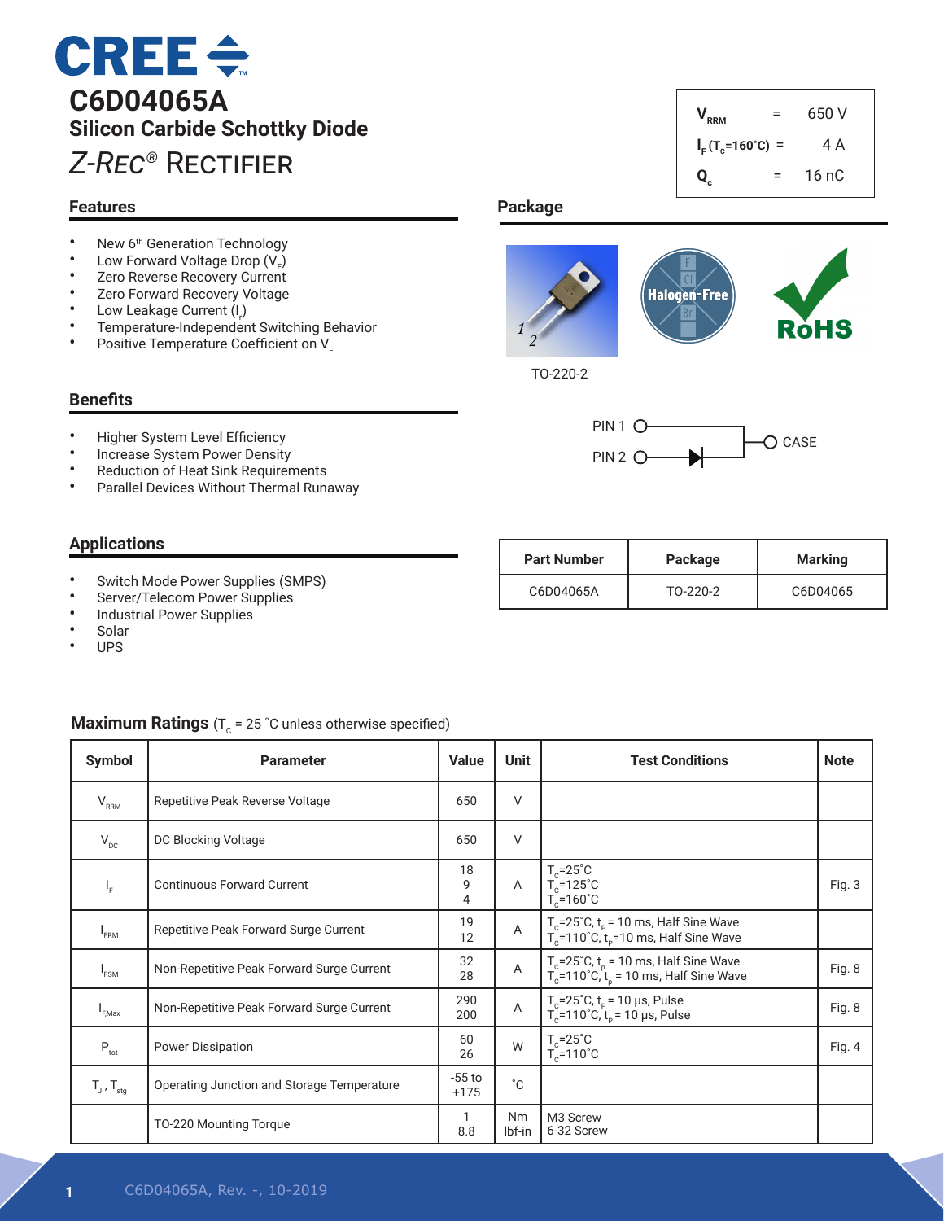# C6D04065A

## Silicon Carbide Schottky Diode

## *Z-Rec*® Rectifier

| | | |
|---|---|---|
| $V_{RRM}$ | = | 650 V |
| $I_F$ ($T_c$=160˚C) | = | 4 A |
| $Q_c$ | = | 16 nC |

## Features

- New 6th Generation Technology
- Low Forward Voltage Drop ($V_F$)
- Zero Reverse Recovery Current
- Zero Forward Recovery Voltage
- Low Leakage Current ($I_r$)
- Temperature-Independent Switching Behavior
- Positive Temperature Coefficient on $V_F$

## Package

TO-220-2

PIN 1, PIN 2, CASE

## Benefits

- Higher System Level Efficiency
- Increase System Power Density
- Reduction of Heat Sink Requirements
- Parallel Devices Without Thermal Runaway

## Applications

- Switch Mode Power Supplies (SMPS)
- Server/Telecom Power Supplies
- Industrial Power Supplies
- Solar
- UPS

| Part Number | Package | Marking |
|---|---|---|
| C6D04065A | TO-220-2 | C6D04065 |

## Maximum Ratings ($T_C$ = 25 ˚C unless otherwise specified)

| Symbol | Parameter | Value | Unit | Test Conditions | Note |
|---|---|---|---|---|---|
| $V_{RRM}$ | Repetitive Peak Reverse Voltage | 650 | V | | |
| $V_{DC}$ | DC Blocking Voltage | 650 | V | | |
| $I_F$ | Continuous Forward Current | 18<br>9<br>4 | A | $T_C$=25˚C<br>$T_C$=125˚C<br>$T_C$=160˚C | Fig. 3 |
| $I_{FRM}$ | Repetitive Peak Forward Surge Current | 19<br>12 | A | $T_C$=25˚C, $t_P$ = 10 ms, Half Sine Wave<br>$T_C$=110˚C, $t_P$=10 ms, Half Sine Wave | |
| $I_{FSM}$ | Non-Repetitive Peak Forward Surge Current | 32<br>28 | A | $T_C$=25˚C, $t_P$ = 10 ms, Half Sine Wave<br>$T_C$=110˚C, $t_P$ = 10 ms, Half Sine Wave | Fig. 8 |
| $I_{F,Max}$ | Non-Repetitive Peak Forward Surge Current | 290<br>200 | A | $T_C$=25˚C, $t_P$ = 10 µs, Pulse<br>$T_C$=110˚C, $t_P$ = 10 µs, Pulse | Fig. 8 |
| $P_{tot}$ | Power Dissipation | 60<br>26 | W | $T_C$=25˚C<br>$T_C$=110˚C | Fig. 4 |
| $T_J$ , $T_{stg}$ | Operating Junction and Storage Temperature | -55 to +175 | ˚C | | |
| | TO-220 Mounting Torque | 1<br>8.8 | Nm<br>lbf-in | M3 Screw<br>6-32 Screw | |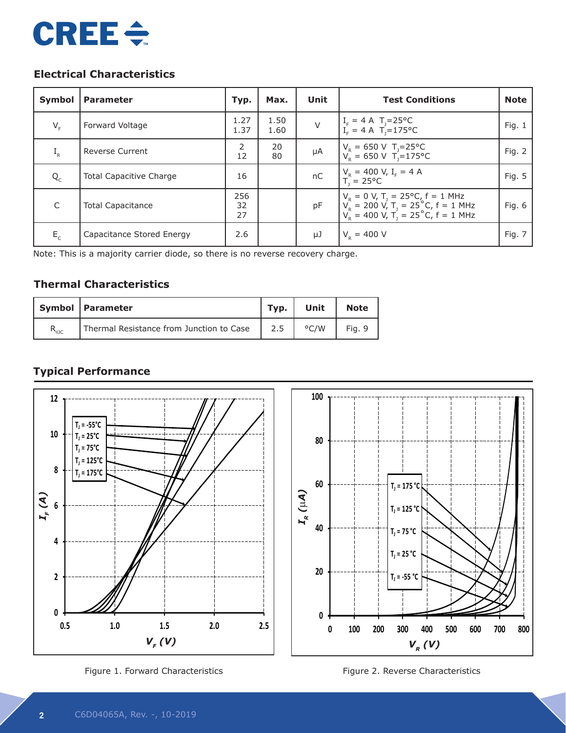## Electrical Characteristics

| Symbol | Parameter | Typ. | Max. | Unit | Test Conditions | Note |
|---|---|---|---|---|---|---|
| $V_F$ | Forward Voltage | 1.27<br>1.37 | 1.50<br>1.60 | V | $I_F$ = 4 A $T_J$=25°C<br>$I_F$ = 4 A $T_J$=175°C | Fig. 1 |
| $I_R$ | Reverse Current | 2<br>12 | 20<br>80 | μA | $V_R$ = 650 V $T_J$=25°C<br>$V_R$ = 650 V $T_J$=175°C | Fig. 2 |
| $Q_C$ | Total Capacitive Charge | 16 | | nC | $V_R$ = 400 V, $I_F$ = 4 A<br>$T_J$ = 25°C | Fig. 5 |
| C | Total Capacitance | 256<br>32<br>27 | | pF | $V_R$ = 0 V, $T_J$ = 25°C, f = 1 MHz<br>$V_R$ = 200 V, $T_J$ = 25°C, f = 1 MHz<br>$V_R$ = 400 V, $T_J$ = 25°C, f = 1 MHz | Fig. 6 |
| $E_C$ | Capacitance Stored Energy | 2.6 | | μJ | $V_R$ = 400 V | Fig. 7 |

Note: This is a majority carrier diode, so there is no reverse recovery charge.

## Thermal Characteristics

| Symbol | Parameter | Typ. | Unit | Note |
|---|---|---|---|---|
| $R_{\theta JC}$ | Thermal Resistance from Junction to Case | 2.5 | °C/W | Fig. 9 |

## Typical Performance

Figure 1. Forward Characteristics

Figure 2. Reverse Characteristics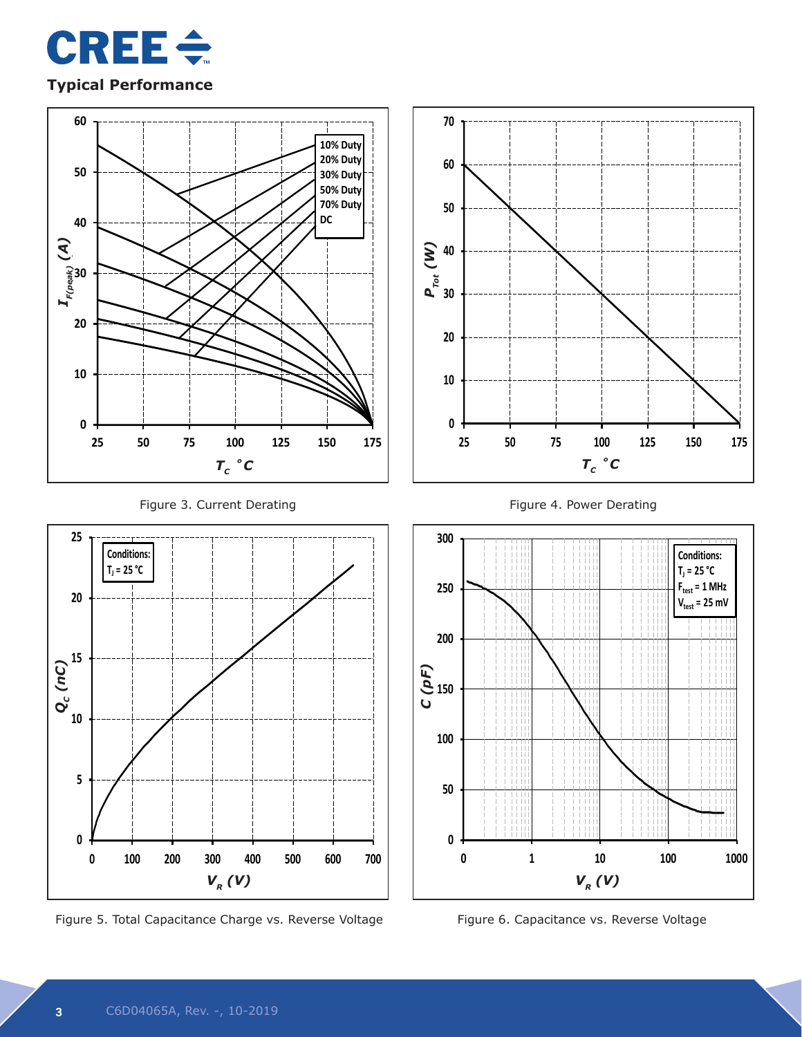## Typical Performance

Figure 3. Current Derating

Figure 4. Power Derating

Figure 5. Total Capacitance Charge vs. Reverse Voltage

Figure 6. Capacitance vs. Reverse Voltage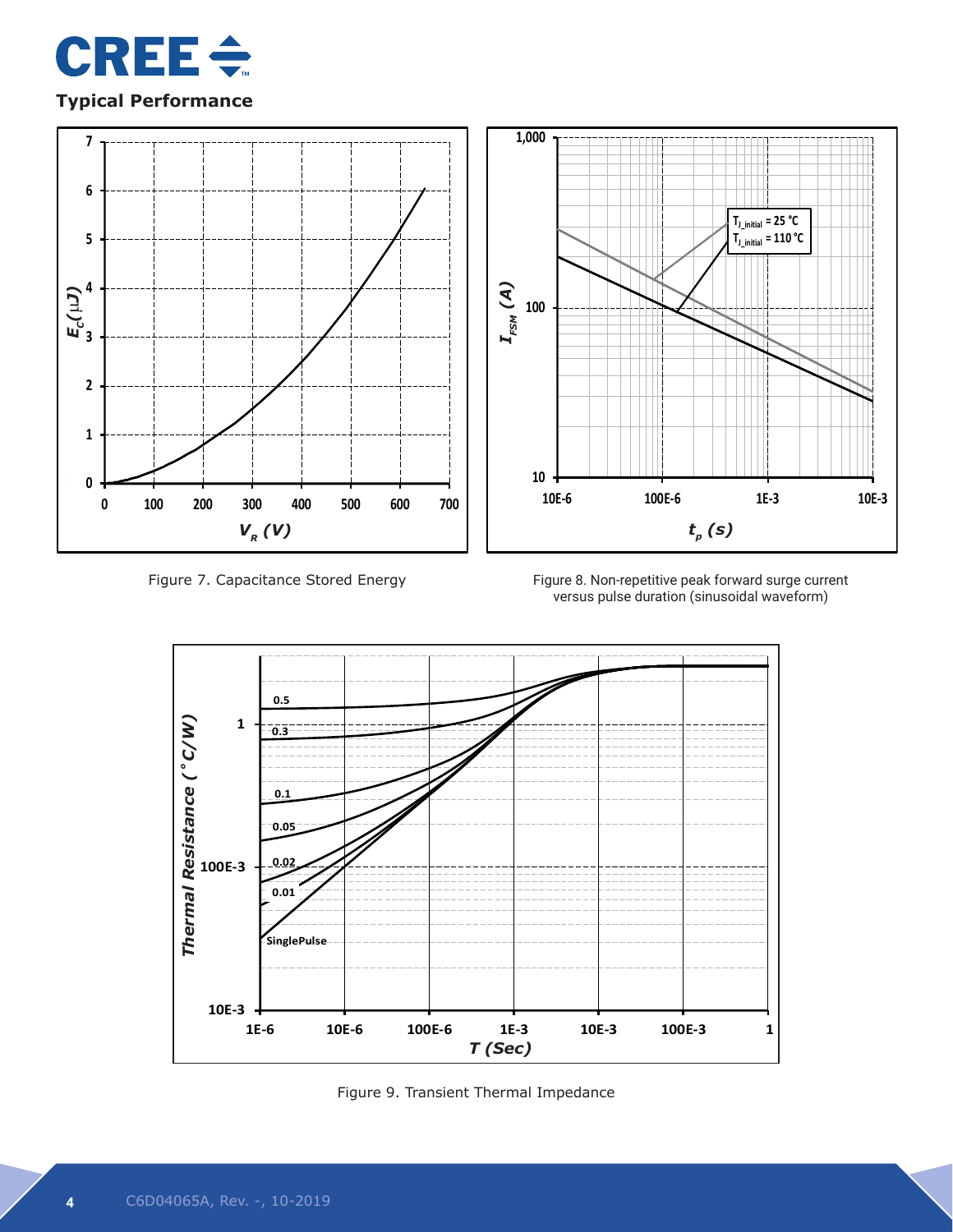## Typical Performance

Figure 7. Capacitance Stored Energy

Figure 8. Non-repetitive peak forward surge current versus pulse duration (sinusoidal waveform)

Figure 9. Transient Thermal Impedance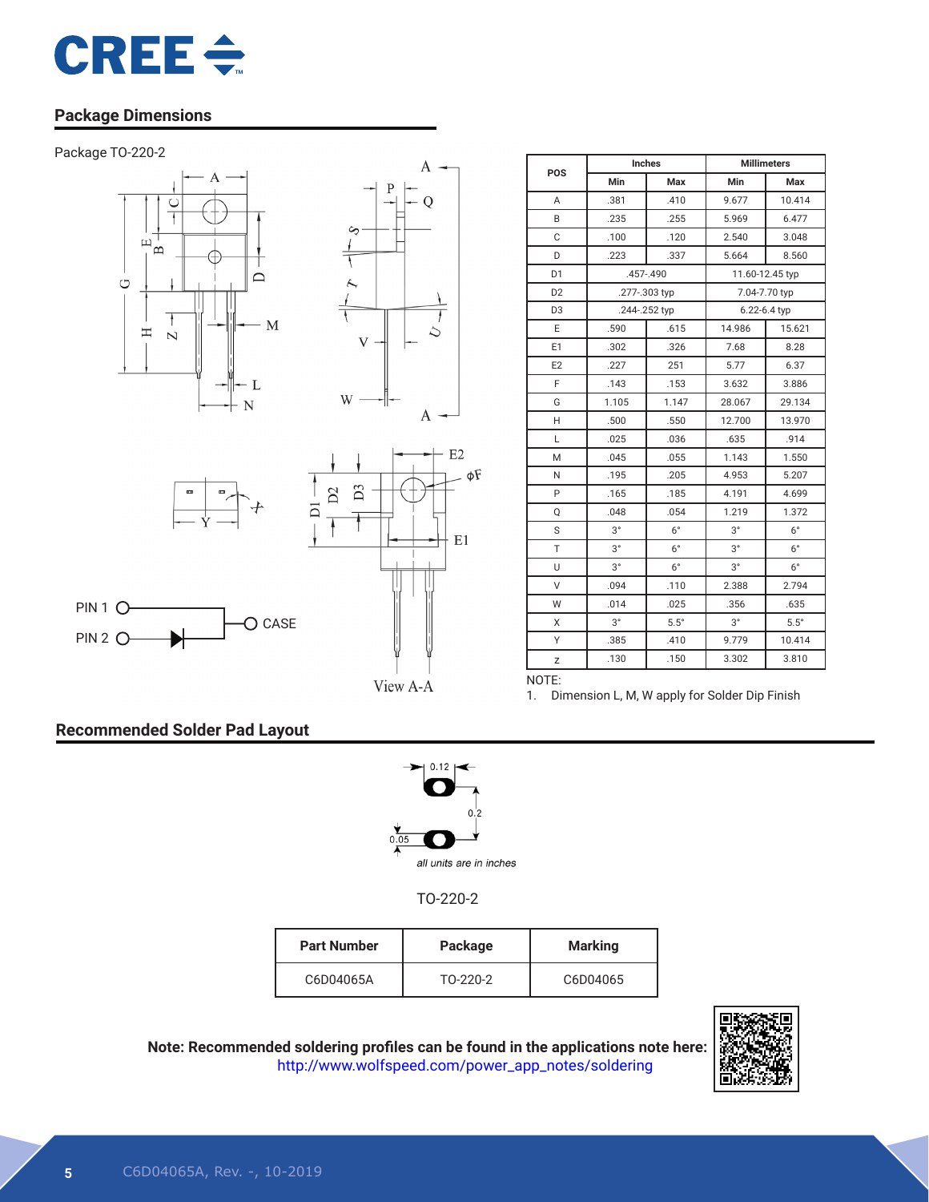## Package Dimensions

Package TO-220-2

| POS | Inches | | Millimeters | |
|---|---|---|---|---|
| | Min | Max | Min | Max |
| A | .381 | .410 | 9.677 | 10.414 |
| B | .235 | .255 | 5.969 | 6.477 |
| C | .100 | .120 | 2.540 | 3.048 |
| D | .223 | .337 | 5.664 | 8.560 |
| D1 | .457-.490 | | 11.60-12.45 typ | |
| D2 | .277-.303 typ | | 7.04-7.70 typ | |
| D3 | .244-.252 typ | | 6.22-6.4 typ | |
| E | .590 | .615 | 14.986 | 15.621 |
| E1 | .302 | .326 | 7.68 | 8.28 |
| E2 | .227 | 251 | 5.77 | 6.37 |
| F | .143 | .153 | 3.632 | 3.886 |
| G | 1.105 | 1.147 | 28.067 | 29.134 |
| H | .500 | .550 | 12.700 | 13.970 |
| L | .025 | .036 | .635 | .914 |
| M | .045 | .055 | 1.143 | 1.550 |
| N | .195 | .205 | 4.953 | 5.207 |
| P | .165 | .185 | 4.191 | 4.699 |
| Q | .048 | .054 | 1.219 | 1.372 |
| S | 3° | 6° | 3° | 6° |
| T | 3° | 6° | 3° | 6° |
| U | 3° | 6° | 3° | 6° |
| V | .094 | .110 | 2.388 | 2.794 |
| W | .014 | .025 | .356 | .635 |
| X | 3° | 5.5° | 3° | 5.5° |
| Y | .385 | .410 | 9.779 | 10.414 |
| z | .130 | .150 | 3.302 | 3.810 |

NOTE:
1. Dimension L, M, W apply for Solder Dip Finish

PIN 1, PIN 2, CASE

View A-A

## Recommended Solder Pad Layout

0.12, 0.2, 0.05

*all units are in inches*

TO-220-2

| Part Number | Package | Marking |
|---|---|---|
| C6D04065A | TO-220-2 | C6D04065 |

**Note: Recommended soldering profiles can be found in the applications note here:**
http://www.wolfspeed.com/power_app_notes/soldering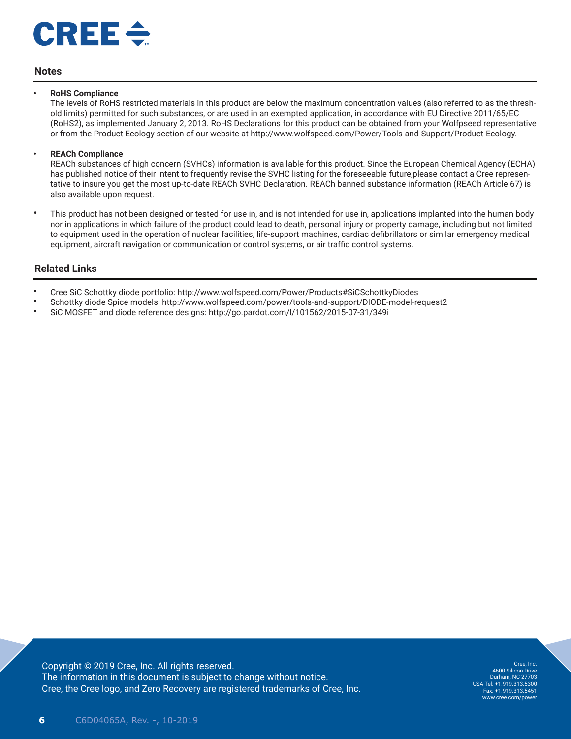## Notes

- **RoHS Compliance**
  The levels of RoHS restricted materials in this product are below the maximum concentration values (also referred to as the threshold limits) permitted for such substances, or are used in an exempted application, in accordance with EU Directive 2011/65/EC (RoHS2), as implemented January 2, 2013. RoHS Declarations for this product can be obtained from your Wolfpseed representative or from the Product Ecology section of our website at http://www.wolfspeed.com/Power/Tools-and-Support/Product-Ecology.

- **REACh Compliance**
  REACh substances of high concern (SVHCs) information is available for this product. Since the European Chemical Agency (ECHA) has published notice of their intent to frequently revise the SVHC listing for the foreseeable future,please contact a Cree representative to insure you get the most up-to-date REACh SVHC Declaration. REACh banned substance information (REACh Article 67) is also available upon request.

- This product has not been designed or tested for use in, and is not intended for use in, applications implanted into the human body nor in applications in which failure of the product could lead to death, personal injury or property damage, including but not limited to equipment used in the operation of nuclear facilities, life-support machines, cardiac defibrillators or similar emergency medical equipment, aircraft navigation or communication or control systems, or air traffic control systems.

## Related Links

- Cree SiC Schottky diode portfolio: http://www.wolfspeed.com/Power/Products#SiCSchottkyDiodes
- Schottky diode Spice models: http://www.wolfspeed.com/power/tools-and-support/DIODE-model-request2
- SiC MOSFET and diode reference designs: http://go.pardot.com/l/101562/2015-07-31/349i

Copyright © 2019 Cree, Inc. All rights reserved.
The information in this document is subject to change without notice.
Cree, the Cree logo, and Zero Recovery are registered trademarks of Cree, Inc.

Cree, Inc.
4600 Silicon Drive
Durham, NC 27703
USA Tel: +1.919.313.5300
Fax: +1.919.313.5451
www.cree.com/power